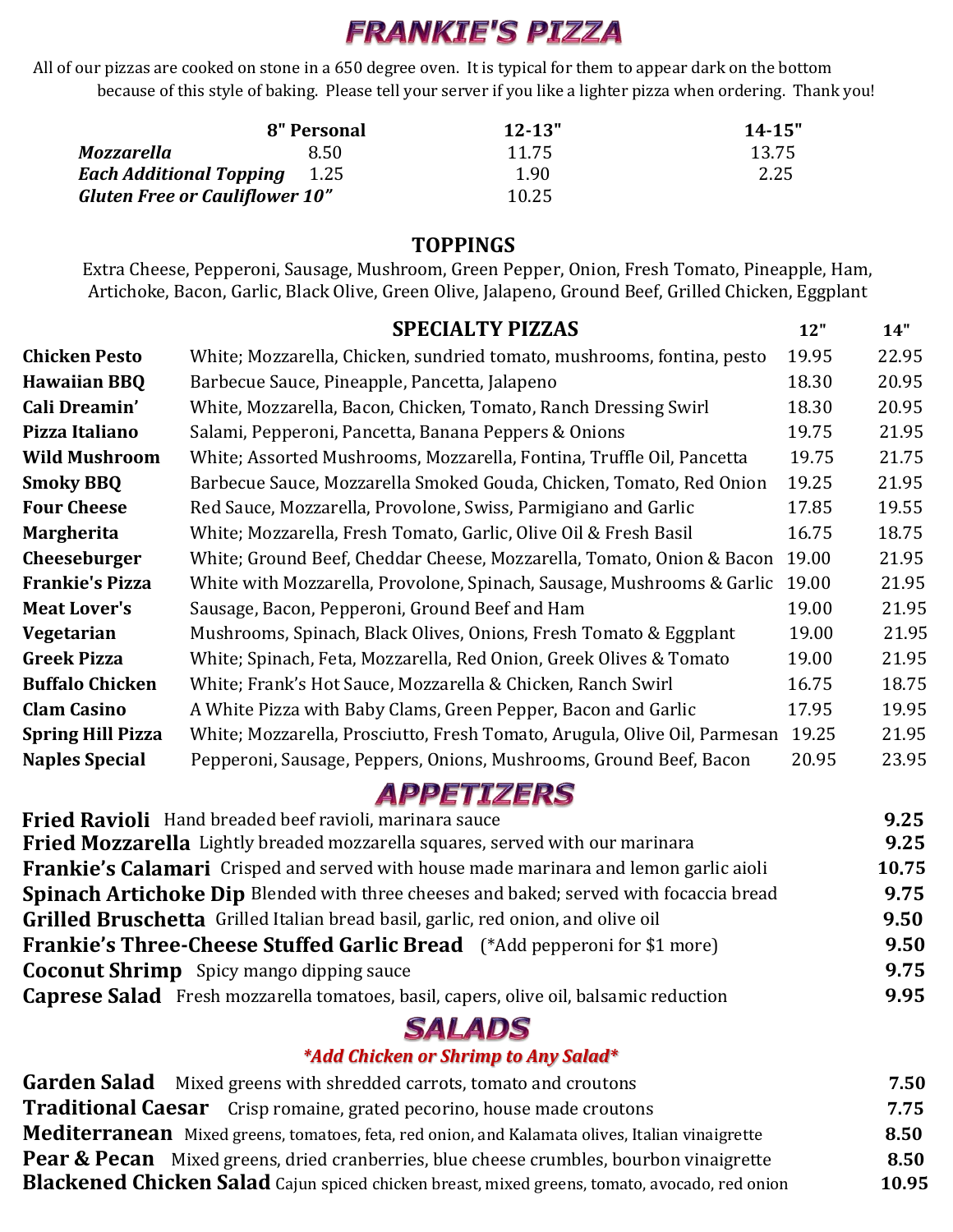# FRANKIE'S PIZZA

All of our pizzas are cooked on stone in a 650 degree oven. It is typical for them to appear dark on the bottom because of this style of baking. Please tell your server if you like a lighter pizza when ordering. Thank you!

| | 8" Personal | 12-13" | 14-15" |
|---|---|---|---|
| *Mozzarella* | 8.50 | 11.75 | 13.75 |
| *Each Additional Topping* | 1.25 | 1.90 | 2.25 |
| *Gluten Free or Cauliflower 10"* | | 10.25 | |

## TOPPINGS

Extra Cheese, Pepperoni, Sausage, Mushroom, Green Pepper, Onion, Fresh Tomato, Pineapple, Ham, Artichoke, Bacon, Garlic, Black Olive, Green Olive, Jalapeno, Ground Beef, Grilled Chicken, Eggplant

## SPECIALTY PIZZAS

| | | 12" | 14" |
|---|---|---|---|
| **Chicken Pesto** | White; Mozzarella, Chicken, sundried tomato, mushrooms, fontina, pesto | 19.95 | 22.95 |
| **Hawaiian BBQ** | Barbecue Sauce, Pineapple, Pancetta, Jalapeno | 18.30 | 20.95 |
| **Cali Dreamin'** | White, Mozzarella, Bacon, Chicken, Tomato, Ranch Dressing Swirl | 18.30 | 20.95 |
| **Pizza Italiano** | Salami, Pepperoni, Pancetta, Banana Peppers & Onions | 19.75 | 21.95 |
| **Wild Mushroom** | White; Assorted Mushrooms, Mozzarella, Fontina, Truffle Oil, Pancetta | 19.75 | 21.75 |
| **Smoky BBQ** | Barbecue Sauce, Mozzarella Smoked Gouda, Chicken, Tomato, Red Onion | 19.25 | 21.95 |
| **Four Cheese** | Red Sauce, Mozzarella, Provolone, Swiss, Parmigiano and Garlic | 17.85 | 19.55 |
| **Margherita** | White; Mozzarella, Fresh Tomato, Garlic, Olive Oil & Fresh Basil | 16.75 | 18.75 |
| **Cheeseburger** | White; Ground Beef, Cheddar Cheese, Mozzarella, Tomato, Onion & Bacon | 19.00 | 21.95 |
| **Frankie's Pizza** | White with Mozzarella, Provolone, Spinach, Sausage, Mushrooms & Garlic | 19.00 | 21.95 |
| **Meat Lover's** | Sausage, Bacon, Pepperoni, Ground Beef and Ham | 19.00 | 21.95 |
| **Vegetarian** | Mushrooms, Spinach, Black Olives, Onions, Fresh Tomato & Eggplant | 19.00 | 21.95 |
| **Greek Pizza** | White; Spinach, Feta, Mozzarella, Red Onion, Greek Olives & Tomato | 19.00 | 21.95 |
| **Buffalo Chicken** | White; Frank's Hot Sauce, Mozzarella & Chicken, Ranch Swirl | 16.75 | 18.75 |
| **Clam Casino** | A White Pizza with Baby Clams, Green Pepper, Bacon and Garlic | 17.95 | 19.95 |
| **Spring Hill Pizza** | White; Mozzarella, Prosciutto, Fresh Tomato, Arugula, Olive Oil, Parmesan | 19.25 | 21.95 |
| **Naples Special** | Pepperoni, Sausage, Peppers, Onions, Mushrooms, Ground Beef, Bacon | 20.95 | 23.95 |

# APPETIZERS

| | | |
|---|---|---|
| **Fried Ravioli** | Hand breaded beef ravioli, marinara sauce | 9.25 |
| **Fried Mozzarella** | Lightly breaded mozzarella squares, served with our marinara | 9.25 |
| **Frankie's Calamari** | Crisped and served with house made marinara and lemon garlic aioli | 10.75 |
| **Spinach Artichoke Dip** | Blended with three cheeses and baked; served with focaccia bread | 9.75 |
| **Grilled Bruschetta** | Grilled Italian bread basil, garlic, red onion, and olive oil | 9.50 |
| **Frankie's Three-Cheese Stuffed Garlic Bread** | (*Add pepperoni for $1 more) | 9.50 |
| **Coconut Shrimp** | Spicy mango dipping sauce | 9.75 |
| **Caprese Salad** | Fresh mozzarella tomatoes, basil, capers, olive oil, balsamic reduction | 9.95 |

# SALADS

***Add Chicken or Shrimp to Any Salad***

| | | |
|---|---|---|
| **Garden Salad** | Mixed greens with shredded carrots, tomato and croutons | 7.50 |
| **Traditional Caesar** | Crisp romaine, grated pecorino, house made croutons | 7.75 |
| **Mediterranean** | Mixed greens, tomatoes, feta, red onion, and Kalamata olives, Italian vinaigrette | 8.50 |
| **Pear & Pecan** | Mixed greens, dried cranberries, blue cheese crumbles, bourbon vinaigrette | 8.50 |
| **Blackened Chicken Salad** | Cajun spiced chicken breast, mixed greens, tomato, avocado, red onion | 10.95 |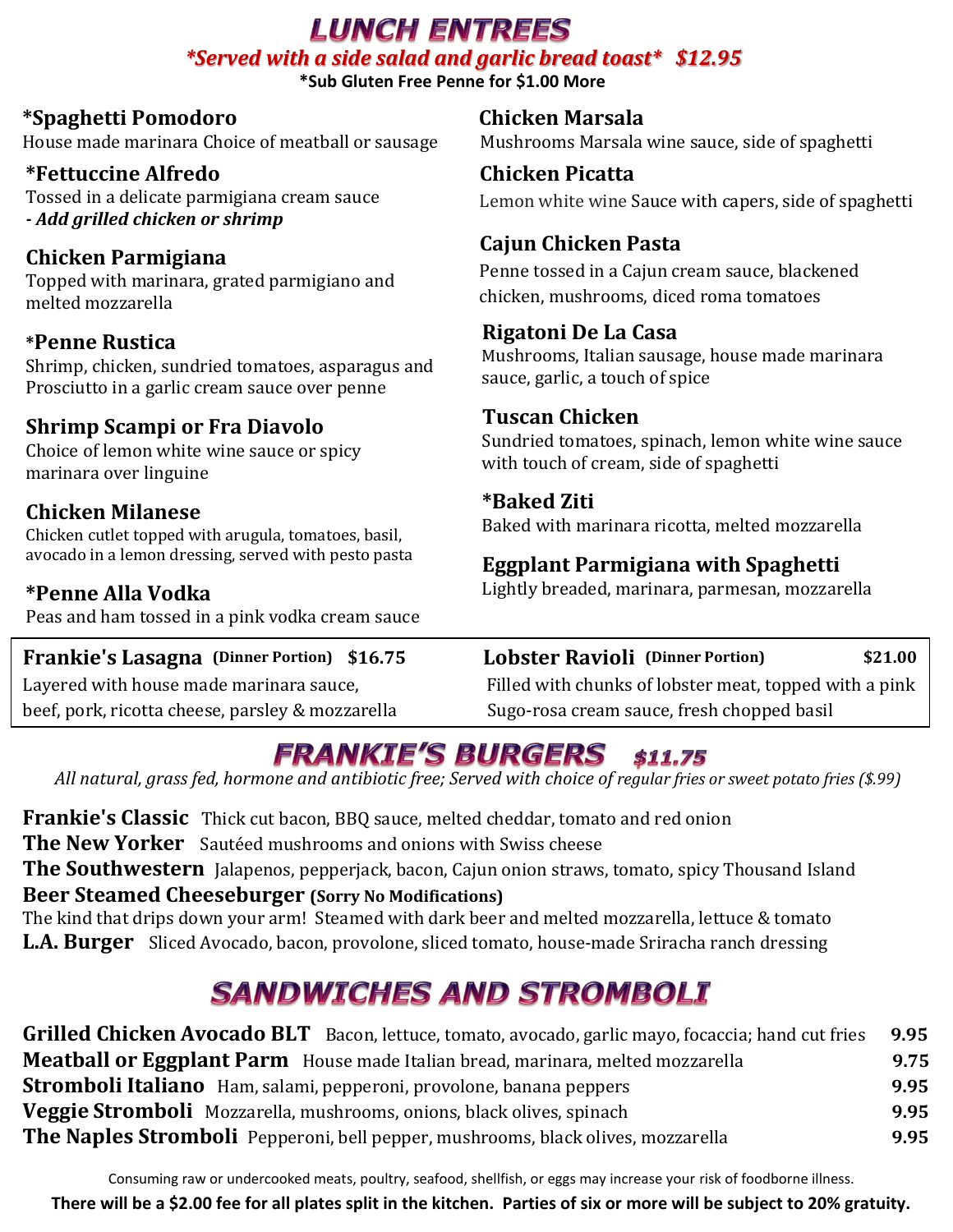# LUNCH ENTREES

***Served with a side salad and garlic bread toast* $12.95***

**Sub Gluten Free Penne for $1.00 More**

### *Spaghetti Pomodoro
House made marinara Choice of meatball or sausage

### *Fettuccine Alfredo
Tossed in a delicate parmigiana cream sauce
***- Add grilled chicken or shrimp***

### Chicken Parmigiana
Topped with marinara, grated parmigiano and melted mozzarella

### *Penne Rustica
Shrimp, chicken, sundried tomatoes, asparagus and Prosciutto in a garlic cream sauce over penne

### Shrimp Scampi or Fra Diavolo
Choice of lemon white wine sauce or spicy marinara over linguine

### Chicken Milanese
Chicken cutlet topped with arugula, tomatoes, basil, avocado in a lemon dressing, served with pesto pasta

### *Penne Alla Vodka
Peas and ham tossed in a pink vodka cream sauce

### Chicken Marsala
Mushrooms Marsala wine sauce, side of spaghetti

### Chicken Picatta
Lemon white wine Sauce with capers, side of spaghetti

### Cajun Chicken Pasta
Penne tossed in a Cajun cream sauce, blackened chicken, mushrooms, diced roma tomatoes

### Rigatoni De La Casa
Mushrooms, Italian sausage, house made marinara sauce, garlic, a touch of spice

### Tuscan Chicken
Sundried tomatoes, spinach, lemon white wine sauce with touch of cream, side of spaghetti

### *Baked Ziti
Baked with marinara ricotta, melted mozzarella

### Eggplant Parmigiana with Spaghetti
Lightly breaded, marinara, parmesan, mozzarella

### Frankie's Lasagna (Dinner Portion) $16.75
Layered with house made marinara sauce, beef, pork, ricotta cheese, parsley & mozzarella

### Lobster Ravioli (Dinner Portion) $21.00
Filled with chunks of lobster meat, topped with a pink Sugo-rosa cream sauce, fresh chopped basil

# FRANKIE'S BURGERS $11.75

*All natural, grass fed, hormone and antibiotic free; Served with choice of regular fries or sweet potato fries ($.99)*

**Frankie's Classic** Thick cut bacon, BBQ sauce, melted cheddar, tomato and red onion

**The New Yorker** Sautéed mushrooms and onions with Swiss cheese

**The Southwestern** Jalapenos, pepperjack, bacon, Cajun onion straws, tomato, spicy Thousand Island

**Beer Steamed Cheeseburger (Sorry No Modifications)**
The kind that drips down your arm! Steamed with dark beer and melted mozzarella, lettuce & tomato

**L.A. Burger** Sliced Avocado, bacon, provolone, sliced tomato, house-made Sriracha ranch dressing

# SANDWICHES AND STROMBOLI

| | |
|---|---|
| **Grilled Chicken Avocado BLT** Bacon, lettuce, tomato, avocado, garlic mayo, focaccia; hand cut fries | 9.95 |
| **Meatball or Eggplant Parm** House made Italian bread, marinara, melted mozzarella | 9.75 |
| **Stromboli Italiano** Ham, salami, pepperoni, provolone, banana peppers | 9.95 |
| **Veggie Stromboli** Mozzarella, mushrooms, onions, black olives, spinach | 9.95 |
| **The Naples Stromboli** Pepperoni, bell pepper, mushrooms, black olives, mozzarella | 9.95 |

Consuming raw or undercooked meats, poultry, seafood, shellfish, or eggs may increase your risk of foodborne illness.

**There will be a $2.00 fee for all plates split in the kitchen. Parties of six or more will be subject to 20% gratuity.**